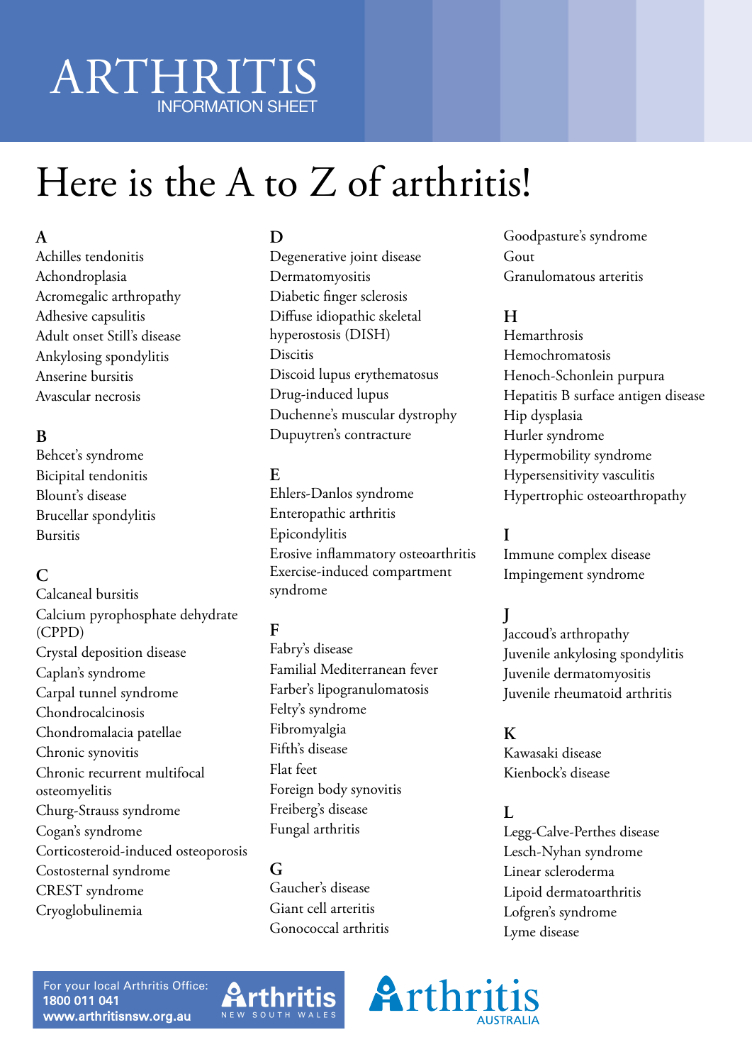# ARTHRITIS
INFORMATION SHEET

# Here is the A to Z of arthritis!

**A**

Achilles tendonitis
Achondroplasia
Acromegalic arthropathy
Adhesive capsulitis
Adult onset Still's disease
Ankylosing spondylitis
Anserine bursitis
Avascular necrosis

**B**

Behcet's syndrome
Bicipital tendonitis
Blount's disease
Brucellar spondylitis
Bursitis

**C**

Calcaneal bursitis
Calcium pyrophosphate dehydrate (CPPD)
Crystal deposition disease
Caplan's syndrome
Carpal tunnel syndrome
Chondrocalcinosis
Chondromalacia patellae
Chronic synovitis
Chronic recurrent multifocal osteomyelitis
Churg-Strauss syndrome
Cogan's syndrome
Corticosteroid-induced osteoporosis
Costosternal syndrome
CREST syndrome
Cryoglobulinemia

**D**

Degenerative joint disease
Dermatomyositis
Diabetic finger sclerosis
Diffuse idiopathic skeletal hyperostosis (DISH)
Discitis
Discoid lupus erythematosus
Drug-induced lupus
Duchenne's muscular dystrophy
Dupuytren's contracture

**E**

Ehlers-Danlos syndrome
Enteropathic arthritis
Epicondylitis
Erosive inflammatory osteoarthritis
Exercise-induced compartment syndrome

**F**

Fabry's disease
Familial Mediterranean fever
Farber's lipogranulomatosis
Felty's syndrome
Fibromyalgia
Fifth's disease
Flat feet
Foreign body synovitis
Freiberg's disease
Fungal arthritis

**G**

Gaucher's disease
Giant cell arteritis
Gonococcal arthritis
Goodpasture's syndrome
Gout
Granulomatous arteritis

**H**

Hemarthrosis
Hemochromatosis
Henoch-Schonlein purpura
Hepatitis B surface antigen disease
Hip dysplasia
Hurler syndrome
Hypermobility syndrome
Hypersensitivity vasculitis
Hypertrophic osteoarthropathy

**I**

Immune complex disease
Impingement syndrome

**J**

Jaccoud's arthropathy
Juvenile ankylosing spondylitis
Juvenile dermatomyositis
Juvenile rheumatoid arthritis

**K**

Kawasaki disease
Kienbock's disease

**L**

Legg-Calve-Perthes disease
Lesch-Nyhan syndrome
Linear scleroderma
Lipoid dermatoarthritis
Lofgren's syndrome
Lyme disease

For your local Arthritis Office:
**1800 011 041**
**www.arthritisnsw.org.au**

Arthritis NEW SOUTH WALES

Arthritis AUSTRALIA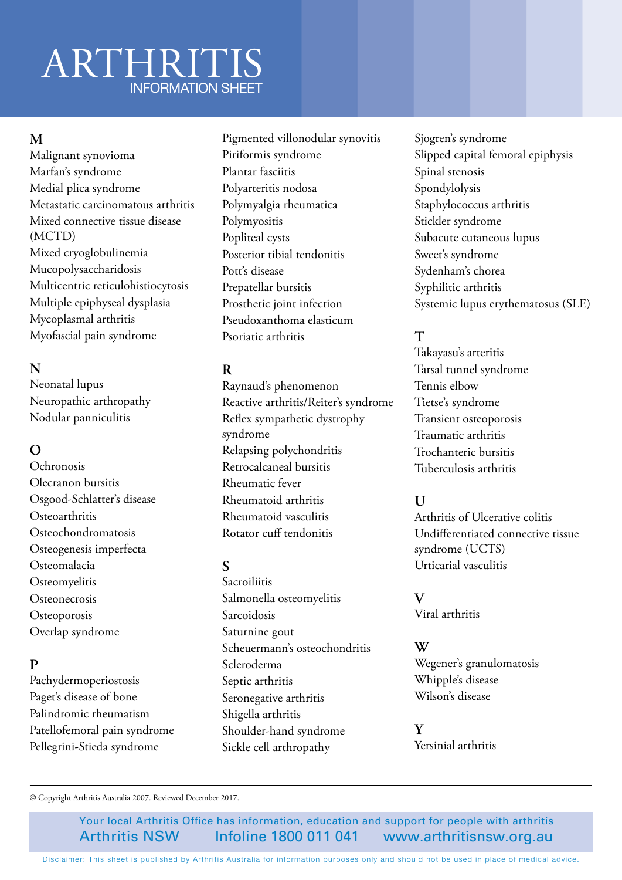# ARTHRITIS
INFORMATION SHEET

**M**

Malignant synovioma
Marfan's syndrome
Medial plica syndrome
Metastatic carcinomatous arthritis
Mixed connective tissue disease (MCTD)
Mixed cryoglobulinemia
Mucopolysaccharidosis
Multicentric reticulohistiocytosis
Multiple epiphyseal dysplasia
Mycoplasmal arthritis
Myofascial pain syndrome

**N**

Neonatal lupus
Neuropathic arthropathy
Nodular panniculitis

**O**

Ochronosis
Olecranon bursitis
Osgood-Schlatter's disease
Osteoarthritis
Osteochondromatosis
Osteogenesis imperfecta
Osteomalacia
Osteomyelitis
Osteonecrosis
Osteoporosis
Overlap syndrome

**P**

Pachydermoperiostosis
Paget's disease of bone
Palindromic rheumatism
Patellofemoral pain syndrome
Pellegrini-Stieda syndrome
Pigmented villonodular synovitis
Piriformis syndrome
Plantar fasciitis
Polyarteritis nodosa
Polymyalgia rheumatica
Polymyositis
Popliteal cysts
Posterior tibial tendonitis
Pott's disease
Prepatellar bursitis
Prosthetic joint infection
Pseudoxanthoma elasticum
Psoriatic arthritis

**R**

Raynaud's phenomenon
Reactive arthritis/Reiter's syndrome
Reflex sympathetic dystrophy syndrome
Relapsing polychondritis
Retrocalcaneal bursitis
Rheumatic fever
Rheumatoid arthritis
Rheumatoid vasculitis
Rotator cuff tendonitis

**S**

Sacroiliitis
Salmonella osteomyelitis
Sarcoidosis
Saturnine gout
Scheuermann's osteochondritis
Scleroderma
Septic arthritis
Seronegative arthritis
Shigella arthritis
Shoulder-hand syndrome
Sickle cell arthropathy
Sjogren's syndrome
Slipped capital femoral epiphysis
Spinal stenosis
Spondylolysis
Staphylococcus arthritis
Stickler syndrome
Subacute cutaneous lupus
Sweet's syndrome
Sydenham's chorea
Syphilitic arthritis
Systemic lupus erythematosus (SLE)

**T**

Takayasu's arteritis
Tarsal tunnel syndrome
Tennis elbow
Tietse's syndrome
Transient osteoporosis
Traumatic arthritis
Trochanteric bursitis
Tuberculosis arthritis

**U**

Arthritis of Ulcerative colitis
Undifferentiated connective tissue syndrome (UCTS)
Urticarial vasculitis

**V**

Viral arthritis

**W**

Wegener's granulomatosis
Whipple's disease
Wilson's disease

**Y**

Yersinial arthritis

---

© Copyright Arthritis Australia 2007. Reviewed December 2017.

Your local Arthritis Office has information, education and support for people with arthritis
Arthritis NSW    Infoline 1800 011 041    www.arthritisnsw.org.au

Disclaimer: This sheet is published by Arthritis Australia for information purposes only and should not be used in place of medical advice.